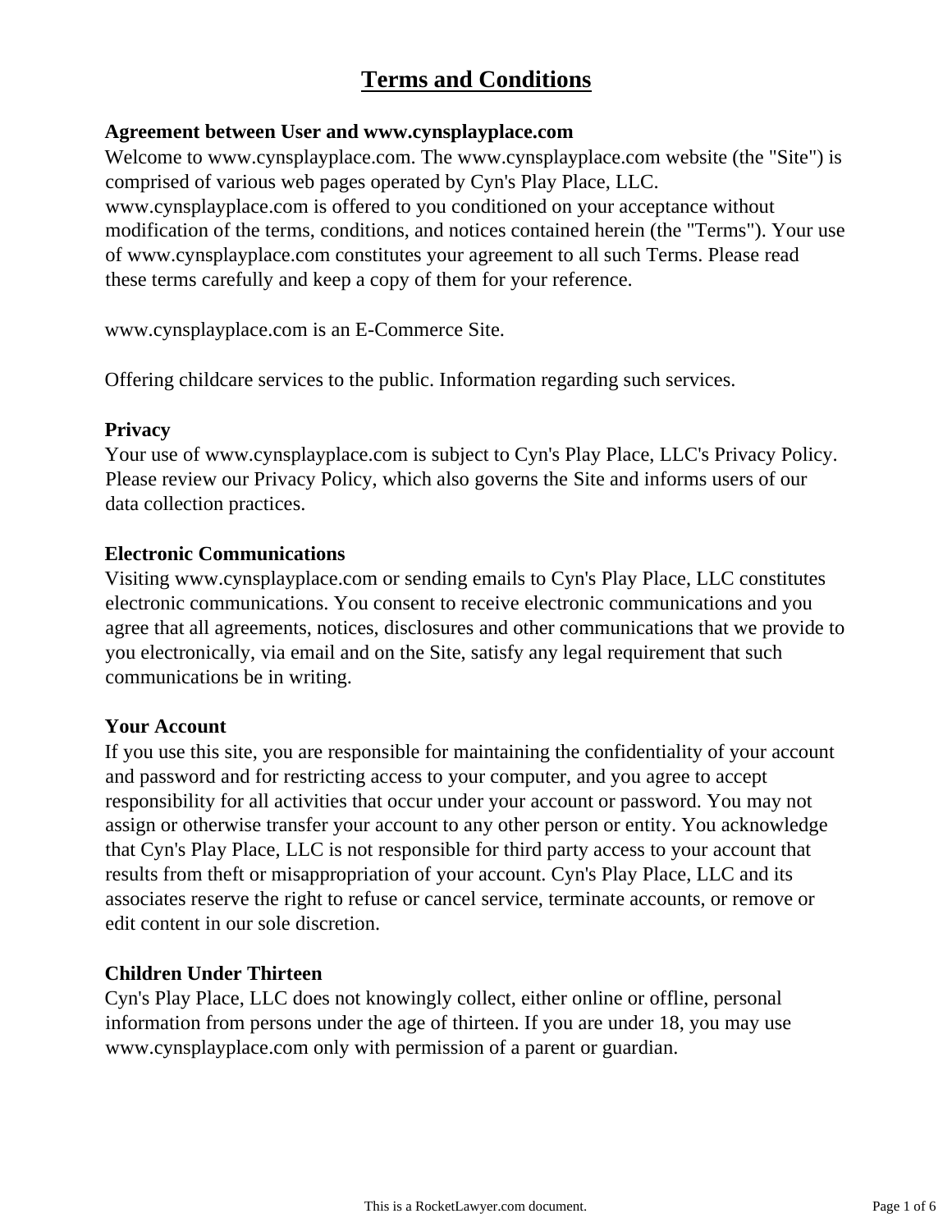# Terms and Conditions

**Agreement between User and www.cynsplayplace.com**

Welcome to www.cynsplayplace.com. The www.cynsplayplace.com website (the "Site") is comprised of various web pages operated by Cyn's Play Place, LLC. www.cynsplayplace.com is offered to you conditioned on your acceptance without modification of the terms, conditions, and notices contained herein (the "Terms"). Your use of www.cynsplayplace.com constitutes your agreement to all such Terms. Please read these terms carefully and keep a copy of them for your reference.

www.cynsplayplace.com is an E-Commerce Site.

Offering childcare services to the public. Information regarding such services.

**Privacy**

Your use of www.cynsplayplace.com is subject to Cyn's Play Place, LLC's Privacy Policy. Please review our Privacy Policy, which also governs the Site and informs users of our data collection practices.

**Electronic Communications**

Visiting www.cynsplayplace.com or sending emails to Cyn's Play Place, LLC constitutes electronic communications. You consent to receive electronic communications and you agree that all agreements, notices, disclosures and other communications that we provide to you electronically, via email and on the Site, satisfy any legal requirement that such communications be in writing.

**Your Account**

If you use this site, you are responsible for maintaining the confidentiality of your account and password and for restricting access to your computer, and you agree to accept responsibility for all activities that occur under your account or password. You may not assign or otherwise transfer your account to any other person or entity. You acknowledge that Cyn's Play Place, LLC is not responsible for third party access to your account that results from theft or misappropriation of your account. Cyn's Play Place, LLC and its associates reserve the right to refuse or cancel service, terminate accounts, or remove or edit content in our sole discretion.

**Children Under Thirteen**

Cyn's Play Place, LLC does not knowingly collect, either online or offline, personal information from persons under the age of thirteen. If you are under 18, you may use www.cynsplayplace.com only with permission of a parent or guardian.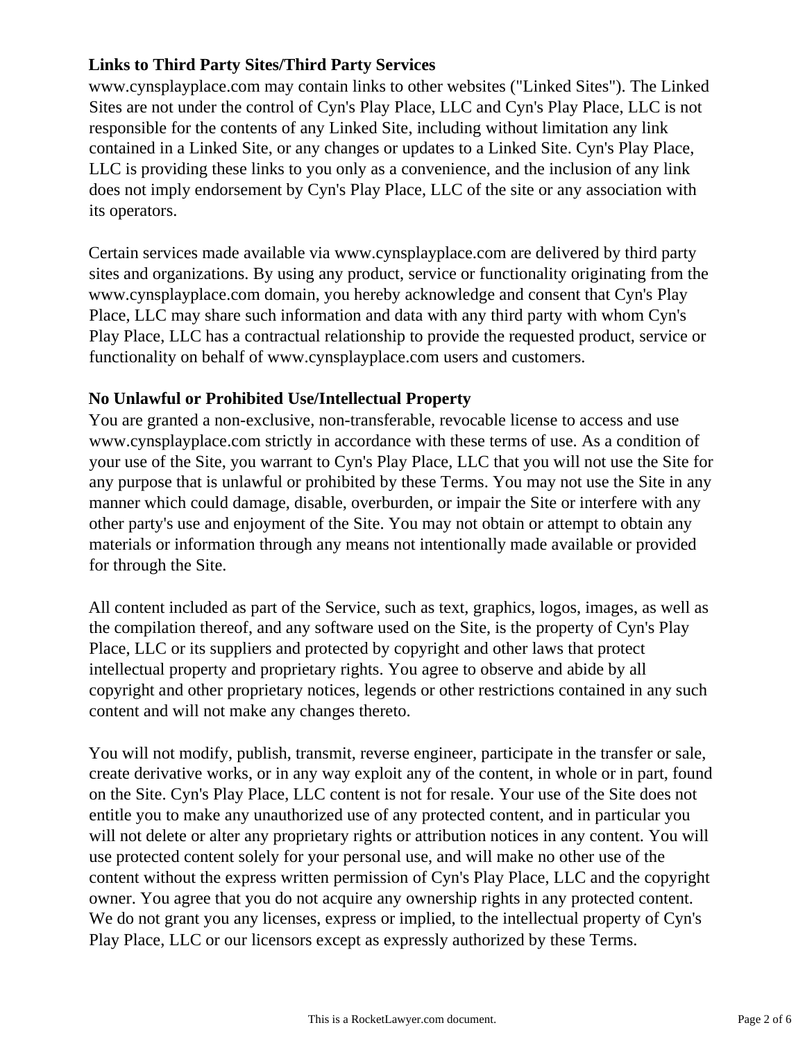**Links to Third Party Sites/Third Party Services**

www.cynsplayplace.com may contain links to other websites ("Linked Sites"). The Linked Sites are not under the control of Cyn's Play Place, LLC and Cyn's Play Place, LLC is not responsible for the contents of any Linked Site, including without limitation any link contained in a Linked Site, or any changes or updates to a Linked Site. Cyn's Play Place, LLC is providing these links to you only as a convenience, and the inclusion of any link does not imply endorsement by Cyn's Play Place, LLC of the site or any association with its operators.

Certain services made available via www.cynsplayplace.com are delivered by third party sites and organizations. By using any product, service or functionality originating from the www.cynsplayplace.com domain, you hereby acknowledge and consent that Cyn's Play Place, LLC may share such information and data with any third party with whom Cyn's Play Place, LLC has a contractual relationship to provide the requested product, service or functionality on behalf of www.cynsplayplace.com users and customers.

**No Unlawful or Prohibited Use/Intellectual Property**

You are granted a non-exclusive, non-transferable, revocable license to access and use www.cynsplayplace.com strictly in accordance with these terms of use. As a condition of your use of the Site, you warrant to Cyn's Play Place, LLC that you will not use the Site for any purpose that is unlawful or prohibited by these Terms. You may not use the Site in any manner which could damage, disable, overburden, or impair the Site or interfere with any other party's use and enjoyment of the Site. You may not obtain or attempt to obtain any materials or information through any means not intentionally made available or provided for through the Site.

All content included as part of the Service, such as text, graphics, logos, images, as well as the compilation thereof, and any software used on the Site, is the property of Cyn's Play Place, LLC or its suppliers and protected by copyright and other laws that protect intellectual property and proprietary rights. You agree to observe and abide by all copyright and other proprietary notices, legends or other restrictions contained in any such content and will not make any changes thereto.

You will not modify, publish, transmit, reverse engineer, participate in the transfer or sale, create derivative works, or in any way exploit any of the content, in whole or in part, found on the Site. Cyn's Play Place, LLC content is not for resale. Your use of the Site does not entitle you to make any unauthorized use of any protected content, and in particular you will not delete or alter any proprietary rights or attribution notices in any content. You will use protected content solely for your personal use, and will make no other use of the content without the express written permission of Cyn's Play Place, LLC and the copyright owner. You agree that you do not acquire any ownership rights in any protected content. We do not grant you any licenses, express or implied, to the intellectual property of Cyn's Play Place, LLC or our licensors except as expressly authorized by these Terms.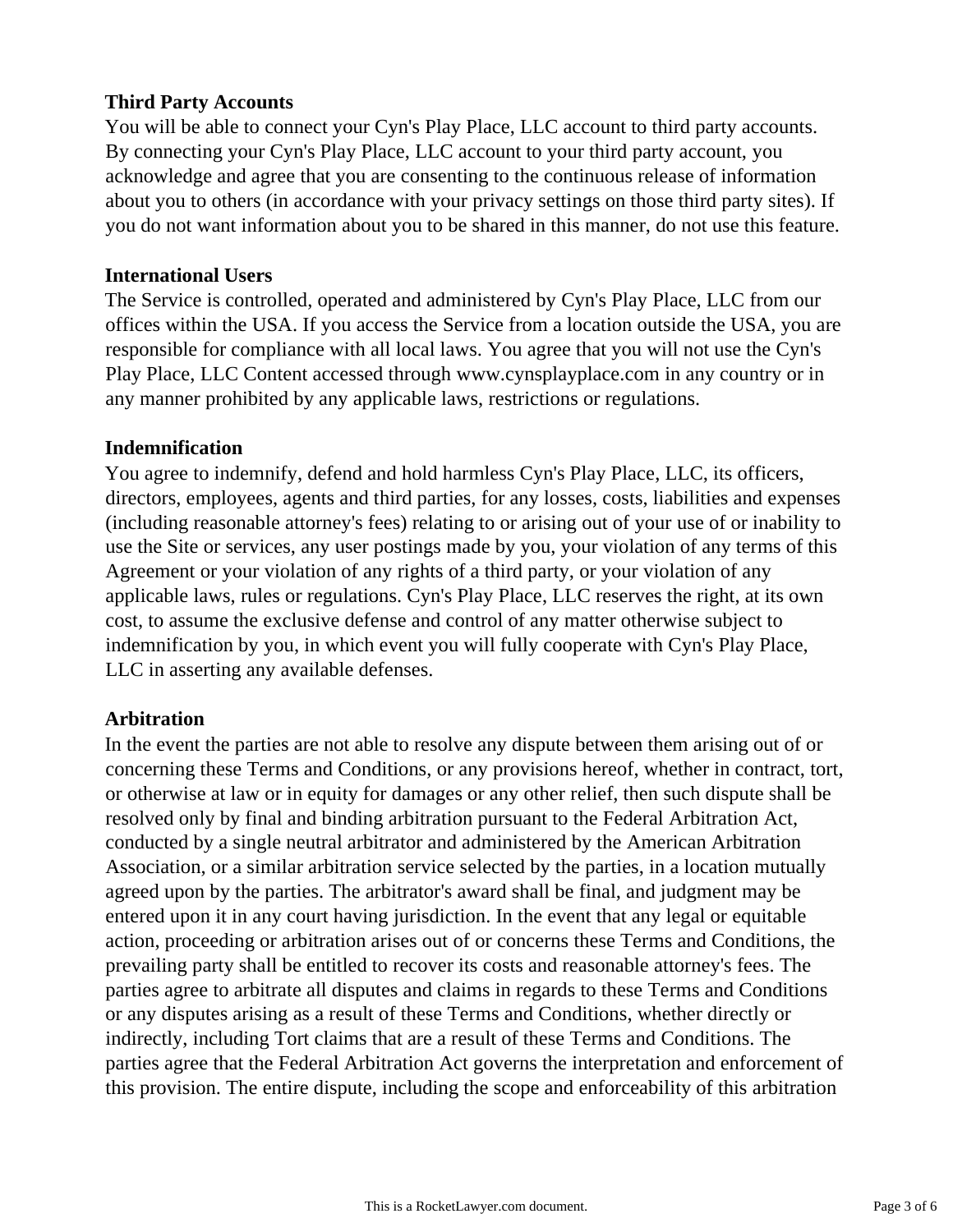**Third Party Accounts**

You will be able to connect your Cyn's Play Place, LLC account to third party accounts. By connecting your Cyn's Play Place, LLC account to your third party account, you acknowledge and agree that you are consenting to the continuous release of information about you to others (in accordance with your privacy settings on those third party sites). If you do not want information about you to be shared in this manner, do not use this feature.

**International Users**

The Service is controlled, operated and administered by Cyn's Play Place, LLC from our offices within the USA. If you access the Service from a location outside the USA, you are responsible for compliance with all local laws. You agree that you will not use the Cyn's Play Place, LLC Content accessed through www.cynsplayplace.com in any country or in any manner prohibited by any applicable laws, restrictions or regulations.

**Indemnification**

You agree to indemnify, defend and hold harmless Cyn's Play Place, LLC, its officers, directors, employees, agents and third parties, for any losses, costs, liabilities and expenses (including reasonable attorney's fees) relating to or arising out of your use of or inability to use the Site or services, any user postings made by you, your violation of any terms of this Agreement or your violation of any rights of a third party, or your violation of any applicable laws, rules or regulations. Cyn's Play Place, LLC reserves the right, at its own cost, to assume the exclusive defense and control of any matter otherwise subject to indemnification by you, in which event you will fully cooperate with Cyn's Play Place, LLC in asserting any available defenses.

**Arbitration**

In the event the parties are not able to resolve any dispute between them arising out of or concerning these Terms and Conditions, or any provisions hereof, whether in contract, tort, or otherwise at law or in equity for damages or any other relief, then such dispute shall be resolved only by final and binding arbitration pursuant to the Federal Arbitration Act, conducted by a single neutral arbitrator and administered by the American Arbitration Association, or a similar arbitration service selected by the parties, in a location mutually agreed upon by the parties. The arbitrator's award shall be final, and judgment may be entered upon it in any court having jurisdiction. In the event that any legal or equitable action, proceeding or arbitration arises out of or concerns these Terms and Conditions, the prevailing party shall be entitled to recover its costs and reasonable attorney's fees. The parties agree to arbitrate all disputes and claims in regards to these Terms and Conditions or any disputes arising as a result of these Terms and Conditions, whether directly or indirectly, including Tort claims that are a result of these Terms and Conditions. The parties agree that the Federal Arbitration Act governs the interpretation and enforcement of this provision. The entire dispute, including the scope and enforceability of this arbitration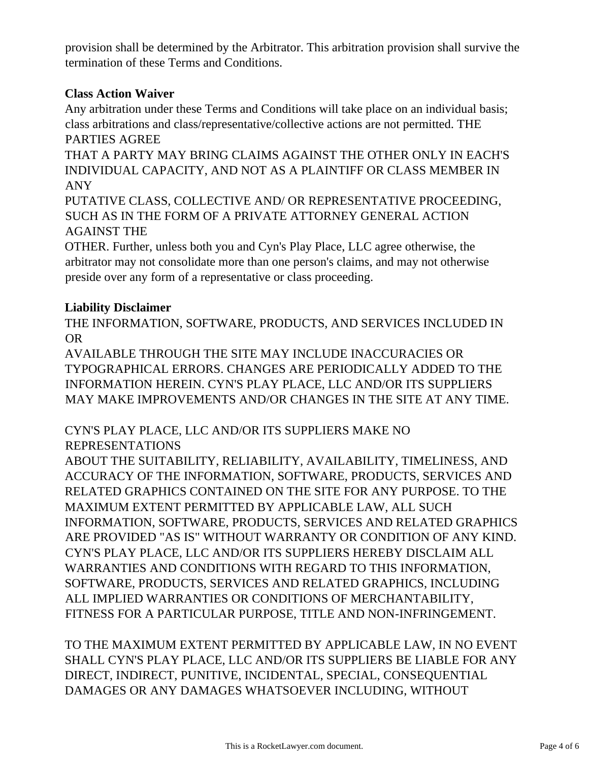provision shall be determined by the Arbitrator. This arbitration provision shall survive the termination of these Terms and Conditions.

**Class Action Waiver**

Any arbitration under these Terms and Conditions will take place on an individual basis; class arbitrations and class/representative/collective actions are not permitted. THE PARTIES AGREE THAT A PARTY MAY BRING CLAIMS AGAINST THE OTHER ONLY IN EACH'S INDIVIDUAL CAPACITY, AND NOT AS A PLAINTIFF OR CLASS MEMBER IN ANY PUTATIVE CLASS, COLLECTIVE AND/ OR REPRESENTATIVE PROCEEDING, SUCH AS IN THE FORM OF A PRIVATE ATTORNEY GENERAL ACTION AGAINST THE OTHER. Further, unless both you and Cyn's Play Place, LLC agree otherwise, the arbitrator may not consolidate more than one person's claims, and may not otherwise preside over any form of a representative or class proceeding.

**Liability Disclaimer**

THE INFORMATION, SOFTWARE, PRODUCTS, AND SERVICES INCLUDED IN OR AVAILABLE THROUGH THE SITE MAY INCLUDE INACCURACIES OR TYPOGRAPHICAL ERRORS. CHANGES ARE PERIODICALLY ADDED TO THE INFORMATION HEREIN. CYN'S PLAY PLACE, LLC AND/OR ITS SUPPLIERS MAY MAKE IMPROVEMENTS AND/OR CHANGES IN THE SITE AT ANY TIME.

CYN'S PLAY PLACE, LLC AND/OR ITS SUPPLIERS MAKE NO REPRESENTATIONS ABOUT THE SUITABILITY, RELIABILITY, AVAILABILITY, TIMELINESS, AND ACCURACY OF THE INFORMATION, SOFTWARE, PRODUCTS, SERVICES AND RELATED GRAPHICS CONTAINED ON THE SITE FOR ANY PURPOSE. TO THE MAXIMUM EXTENT PERMITTED BY APPLICABLE LAW, ALL SUCH INFORMATION, SOFTWARE, PRODUCTS, SERVICES AND RELATED GRAPHICS ARE PROVIDED "AS IS" WITHOUT WARRANTY OR CONDITION OF ANY KIND. CYN'S PLAY PLACE, LLC AND/OR ITS SUPPLIERS HEREBY DISCLAIM ALL WARRANTIES AND CONDITIONS WITH REGARD TO THIS INFORMATION, SOFTWARE, PRODUCTS, SERVICES AND RELATED GRAPHICS, INCLUDING ALL IMPLIED WARRANTIES OR CONDITIONS OF MERCHANTABILITY, FITNESS FOR A PARTICULAR PURPOSE, TITLE AND NON-INFRINGEMENT.

TO THE MAXIMUM EXTENT PERMITTED BY APPLICABLE LAW, IN NO EVENT SHALL CYN'S PLAY PLACE, LLC AND/OR ITS SUPPLIERS BE LIABLE FOR ANY DIRECT, INDIRECT, PUNITIVE, INCIDENTAL, SPECIAL, CONSEQUENTIAL DAMAGES OR ANY DAMAGES WHATSOEVER INCLUDING, WITHOUT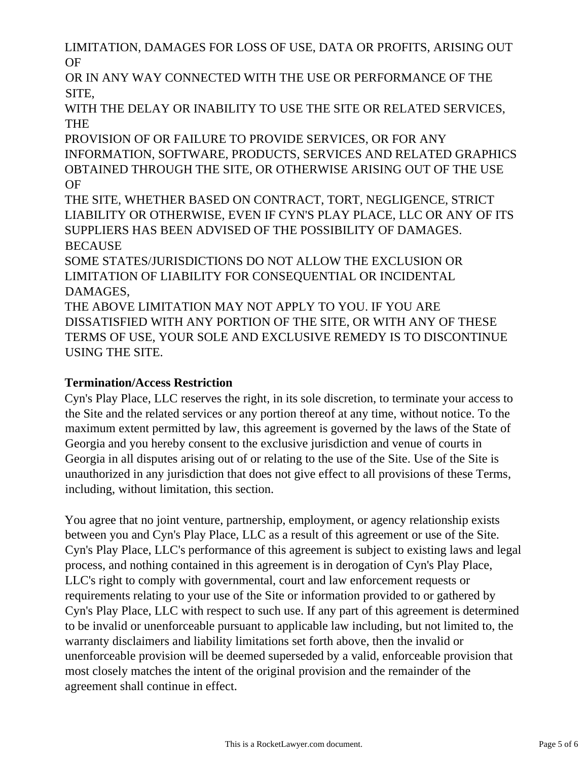LIMITATION, DAMAGES FOR LOSS OF USE, DATA OR PROFITS, ARISING OUT OF
OR IN ANY WAY CONNECTED WITH THE USE OR PERFORMANCE OF THE SITE,
WITH THE DELAY OR INABILITY TO USE THE SITE OR RELATED SERVICES, THE
PROVISION OF OR FAILURE TO PROVIDE SERVICES, OR FOR ANY INFORMATION, SOFTWARE, PRODUCTS, SERVICES AND RELATED GRAPHICS OBTAINED THROUGH THE SITE, OR OTHERWISE ARISING OUT OF THE USE OF
THE SITE, WHETHER BASED ON CONTRACT, TORT, NEGLIGENCE, STRICT LIABILITY OR OTHERWISE, EVEN IF CYN'S PLAY PLACE, LLC OR ANY OF ITS SUPPLIERS HAS BEEN ADVISED OF THE POSSIBILITY OF DAMAGES. BECAUSE
SOME STATES/JURISDICTIONS DO NOT ALLOW THE EXCLUSION OR LIMITATION OF LIABILITY FOR CONSEQUENTIAL OR INCIDENTAL DAMAGES,
THE ABOVE LIMITATION MAY NOT APPLY TO YOU. IF YOU ARE DISSATISFIED WITH ANY PORTION OF THE SITE, OR WITH ANY OF THESE TERMS OF USE, YOUR SOLE AND EXCLUSIVE REMEDY IS TO DISCONTINUE USING THE SITE.

**Termination/Access Restriction**

Cyn's Play Place, LLC reserves the right, in its sole discretion, to terminate your access to the Site and the related services or any portion thereof at any time, without notice. To the maximum extent permitted by law, this agreement is governed by the laws of the State of Georgia and you hereby consent to the exclusive jurisdiction and venue of courts in Georgia in all disputes arising out of or relating to the use of the Site. Use of the Site is unauthorized in any jurisdiction that does not give effect to all provisions of these Terms, including, without limitation, this section.

You agree that no joint venture, partnership, employment, or agency relationship exists between you and Cyn's Play Place, LLC as a result of this agreement or use of the Site. Cyn's Play Place, LLC's performance of this agreement is subject to existing laws and legal process, and nothing contained in this agreement is in derogation of Cyn's Play Place, LLC's right to comply with governmental, court and law enforcement requests or requirements relating to your use of the Site or information provided to or gathered by Cyn's Play Place, LLC with respect to such use. If any part of this agreement is determined to be invalid or unenforceable pursuant to applicable law including, but not limited to, the warranty disclaimers and liability limitations set forth above, then the invalid or unenforceable provision will be deemed superseded by a valid, enforceable provision that most closely matches the intent of the original provision and the remainder of the agreement shall continue in effect.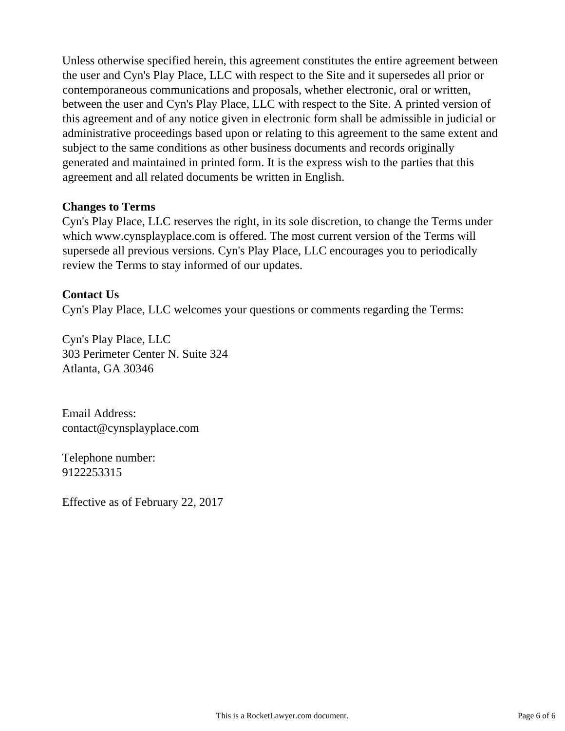Unless otherwise specified herein, this agreement constitutes the entire agreement between the user and Cyn's Play Place, LLC with respect to the Site and it supersedes all prior or contemporaneous communications and proposals, whether electronic, oral or written, between the user and Cyn's Play Place, LLC with respect to the Site. A printed version of this agreement and of any notice given in electronic form shall be admissible in judicial or administrative proceedings based upon or relating to this agreement to the same extent and subject to the same conditions as other business documents and records originally generated and maintained in printed form. It is the express wish to the parties that this agreement and all related documents be written in English.

**Changes to Terms**
Cyn's Play Place, LLC reserves the right, in its sole discretion, to change the Terms under which www.cynsplayplace.com is offered. The most current version of the Terms will supersede all previous versions. Cyn's Play Place, LLC encourages you to periodically review the Terms to stay informed of our updates.

**Contact Us**
Cyn's Play Place, LLC welcomes your questions or comments regarding the Terms:

Cyn's Play Place, LLC
303 Perimeter Center N. Suite 324
Atlanta, GA 30346

Email Address:
contact@cynsplayplace.com

Telephone number:
9122253315

Effective as of February 22, 2017